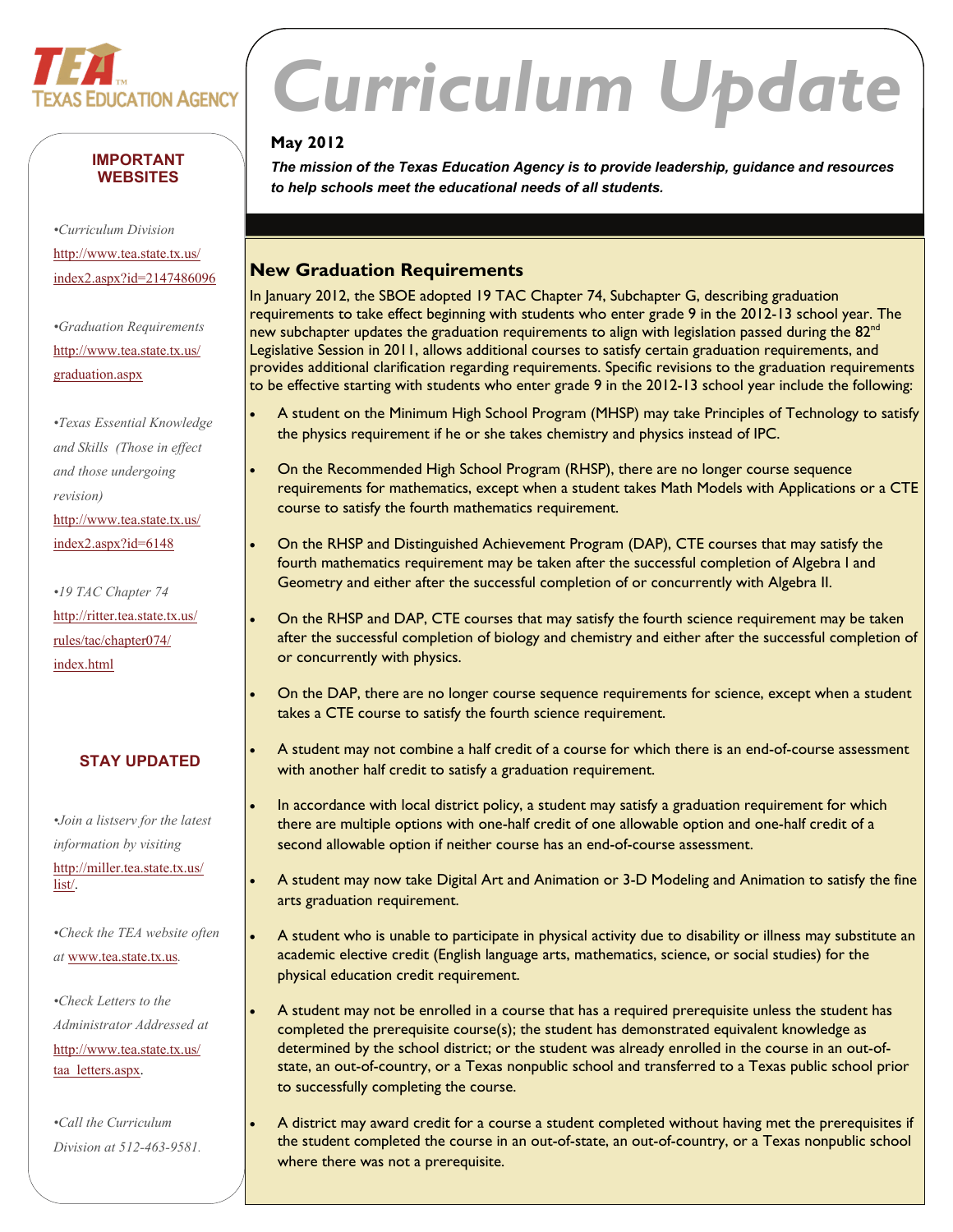# Curriculum Update

**May 2012**

***The mission of the Texas Education Agency is to provide leadership, guidance and resources to help schools meet the educational needs of all students.***

## New Graduation Requirements

In January 2012, the SBOE adopted 19 TAC Chapter 74, Subchapter G, describing graduation requirements to take effect beginning with students who enter grade 9 in the 2012-13 school year. The new subchapter updates the graduation requirements to align with legislation passed during the 82nd Legislative Session in 2011, allows additional courses to satisfy certain graduation requirements, and provides additional clarification regarding requirements. Specific revisions to the graduation requirements to be effective starting with students who enter grade 9 in the 2012-13 school year include the following:

- A student on the Minimum High School Program (MHSP) may take Principles of Technology to satisfy the physics requirement if he or she takes chemistry and physics instead of IPC.
- On the Recommended High School Program (RHSP), there are no longer course sequence requirements for mathematics, except when a student takes Math Models with Applications or a CTE course to satisfy the fourth mathematics requirement.
- On the RHSP and Distinguished Achievement Program (DAP), CTE courses that may satisfy the fourth mathematics requirement may be taken after the successful completion of Algebra I and Geometry and either after the successful completion of or concurrently with Algebra II.
- On the RHSP and DAP, CTE courses that may satisfy the fourth science requirement may be taken after the successful completion of biology and chemistry and either after the successful completion of or concurrently with physics.
- On the DAP, there are no longer course sequence requirements for science, except when a student takes a CTE course to satisfy the fourth science requirement.
- A student may not combine a half credit of a course for which there is an end-of-course assessment with another half credit to satisfy a graduation requirement.
- In accordance with local district policy, a student may satisfy a graduation requirement for which there are multiple options with one-half credit of one allowable option and one-half credit of a second allowable option if neither course has an end-of-course assessment.
- A student may now take Digital Art and Animation or 3-D Modeling and Animation to satisfy the fine arts graduation requirement.
- A student who is unable to participate in physical activity due to disability or illness may substitute an academic elective credit (English language arts, mathematics, science, or social studies) for the physical education credit requirement.
- A student may not be enrolled in a course that has a required prerequisite unless the student has completed the prerequisite course(s); the student has demonstrated equivalent knowledge as determined by the school district; or the student was already enrolled in the course in an out-of-state, an out-of-country, or a Texas nonpublic school and transferred to a Texas public school prior to successfully completing the course.
- A district may award credit for a course a student completed without having met the prerequisites if the student completed the course in an out-of-state, an out-of-country, or a Texas nonpublic school where there was not a prerequisite.

## IMPORTANT WEBSITES

- *Curriculum Division* http://www.tea.state.tx.us/index2.aspx?id=2147486096
- *Graduation Requirements* http://www.tea.state.tx.us/graduation.aspx
- *Texas Essential Knowledge and Skills (Those in effect and those undergoing revision)* http://www.tea.state.tx.us/index2.aspx?id=6148
- *19 TAC Chapter 74* http://ritter.tea.state.tx.us/rules/tac/chapter074/index.html

## STAY UPDATED

- *Join a listserv for the latest information by visiting* http://miller.tea.state.tx.us/list/.
- *Check the TEA website often at* www.tea.state.tx.us.
- *Check Letters to the Administrator Addressed at* http://www.tea.state.tx.us/taa_letters.aspx.
- *Call the Curriculum Division at 512-463-9581.*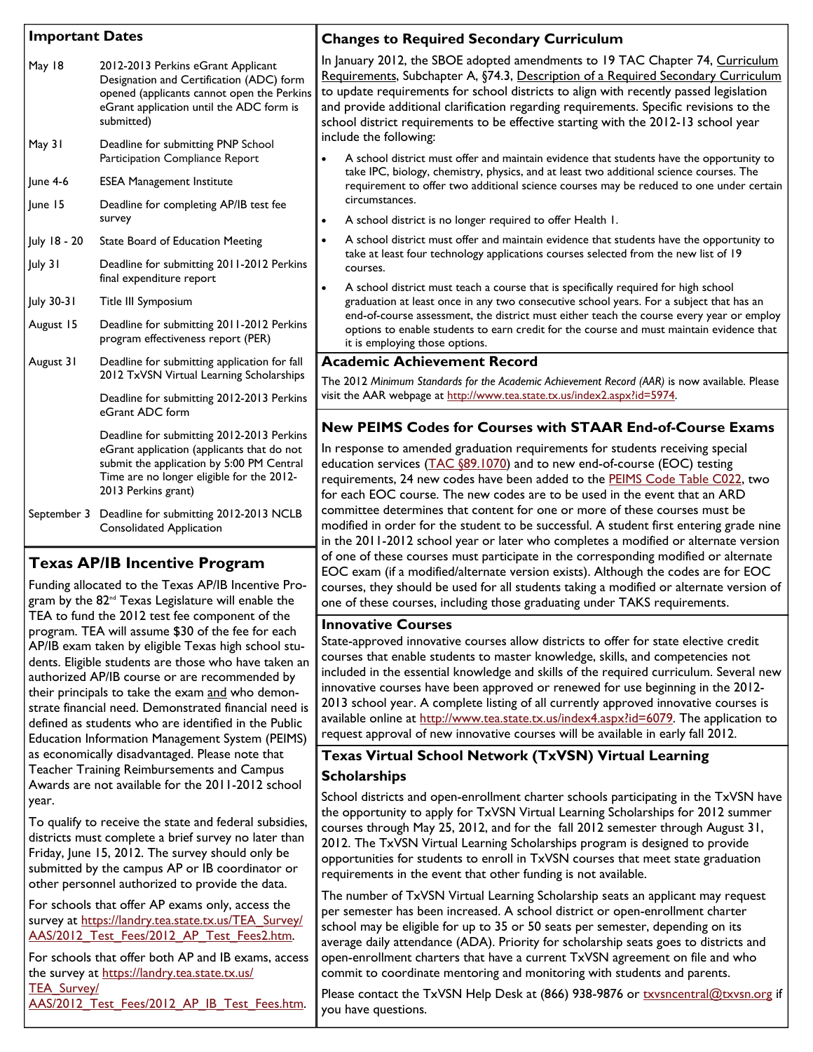## Important Dates

| | |
|---|---|
| May 18 | 2012-2013 Perkins eGrant Applicant Designation and Certification (ADC) form opened (applicants cannot open the Perkins eGrant application until the ADC form is submitted) |
| May 31 | Deadline for submitting PNP School Participation Compliance Report |
| June 4-6 | ESEA Management Institute |
| June 15 | Deadline for completing AP/IB test fee survey |
| July 18 - 20 | State Board of Education Meeting |
| July 31 | Deadline for submitting 2011-2012 Perkins final expenditure report |
| July 30-31 | Title III Symposium |
| August 15 | Deadline for submitting 2011-2012 Perkins program effectiveness report (PER) |
| August 31 | Deadline for submitting application for fall 2012 TxVSN Virtual Learning Scholarships |
| | Deadline for submitting 2012-2013 Perkins eGrant ADC form |
| | Deadline for submitting 2012-2013 Perkins eGrant application (applicants that do not submit the application by 5:00 PM Central Time are no longer eligible for the 2012-2013 Perkins grant) |
| September 3 | Deadline for submitting 2012-2013 NCLB Consolidated Application |

## Texas AP/IB Incentive Program

Funding allocated to the Texas AP/IB Incentive Program by the 82nd Texas Legislature will enable the TEA to fund the 2012 test fee component of the program. TEA will assume $30 of the fee for each AP/IB exam taken by eligible Texas high school students. Eligible students are those who have taken an authorized AP/IB course or are recommended by their principals to take the exam and who demonstrate financial need. Demonstrated financial need is defined as students who are identified in the Public Education Information Management System (PEIMS) as economically disadvantaged. Please note that Teacher Training Reimbursements and Campus Awards are not available for the 2011-2012 school year.

To qualify to receive the state and federal subsidies, districts must complete a brief survey no later than Friday, June 15, 2012. The survey should only be submitted by the campus AP or IB coordinator or other personnel authorized to provide the data.

For schools that offer AP exams only, access the survey at https://landry.tea.state.tx.us/TEA_Survey/AAS/2012_Test_Fees/2012_AP_Test_Fees2.htm.

For schools that offer both AP and IB exams, access the survey at https://landry.tea.state.tx.us/TEA_Survey/AAS/2012_Test_Fees/2012_AP_IB_Test_Fees.htm.

## Changes to Required Secondary Curriculum

In January 2012, the SBOE adopted amendments to 19 TAC Chapter 74, Curriculum Requirements, Subchapter A, §74.3, Description of a Required Secondary Curriculum to update requirements for school districts to align with recently passed legislation and provide additional clarification regarding requirements. Specific revisions to the school district requirements to be effective starting with the 2012-13 school year include the following:

- A school district must offer and maintain evidence that students have the opportunity to take IPC, biology, chemistry, physics, and at least two additional science courses. The requirement to offer two additional science courses may be reduced to one under certain circumstances.
- A school district is no longer required to offer Health 1.
- A school district must offer and maintain evidence that students have the opportunity to take at least four technology applications courses selected from the new list of 19 courses.
- A school district must teach a course that is specifically required for high school graduation at least once in any two consecutive school years. For a subject that has an end-of-course assessment, the district must either teach the course every year or employ options to enable students to earn credit for the course and must maintain evidence that it is employing those options.

## Academic Achievement Record

The 2012 *Minimum Standards for the Academic Achievement Record (AAR)* is now available. Please visit the AAR webpage at http://www.tea.state.tx.us/index2.aspx?id=5974.

## New PEIMS Codes for Courses with STAAR End-of-Course Exams

In response to amended graduation requirements for students receiving special education services (TAC §89.1070) and to new end-of-course (EOC) testing requirements, 24 new codes have been added to the PEIMS Code Table C022, two for each EOC course. The new codes are to be used in the event that an ARD committee determines that content for one or more of these courses must be modified in order for the student to be successful. A student first entering grade nine in the 2011-2012 school year or later who completes a modified or alternate version of one of these courses must participate in the corresponding modified or alternate EOC exam (if a modified/alternate version exists). Although the codes are for EOC courses, they should be used for all students taking a modified or alternate version of one of these courses, including those graduating under TAKS requirements.

## Innovative Courses

State-approved innovative courses allow districts to offer for state elective credit courses that enable students to master knowledge, skills, and competencies not included in the essential knowledge and skills of the required curriculum. Several new innovative courses have been approved or renewed for use beginning in the 2012-2013 school year. A complete listing of all currently approved innovative courses is available online at http://www.tea.state.tx.us/index4.aspx?id=6079. The application to request approval of new innovative courses will be available in early fall 2012.

## Texas Virtual School Network (TxVSN) Virtual Learning Scholarships

School districts and open-enrollment charter schools participating in the TxVSN have the opportunity to apply for TxVSN Virtual Learning Scholarships for 2012 summer courses through May 25, 2012, and for the fall 2012 semester through August 31, 2012. The TxVSN Virtual Learning Scholarships program is designed to provide opportunities for students to enroll in TxVSN courses that meet state graduation requirements in the event that other funding is not available.

The number of TxVSN Virtual Learning Scholarship seats an applicant may request per semester has been increased. A school district or open-enrollment charter school may be eligible for up to 35 or 50 seats per semester, depending on its average daily attendance (ADA). Priority for scholarship seats goes to districts and open-enrollment charters that have a current TxVSN agreement on file and who commit to coordinate mentoring and monitoring with students and parents.

Please contact the TxVSN Help Desk at (866) 938-9876 or txvsncentral@txvsn.org if you have questions.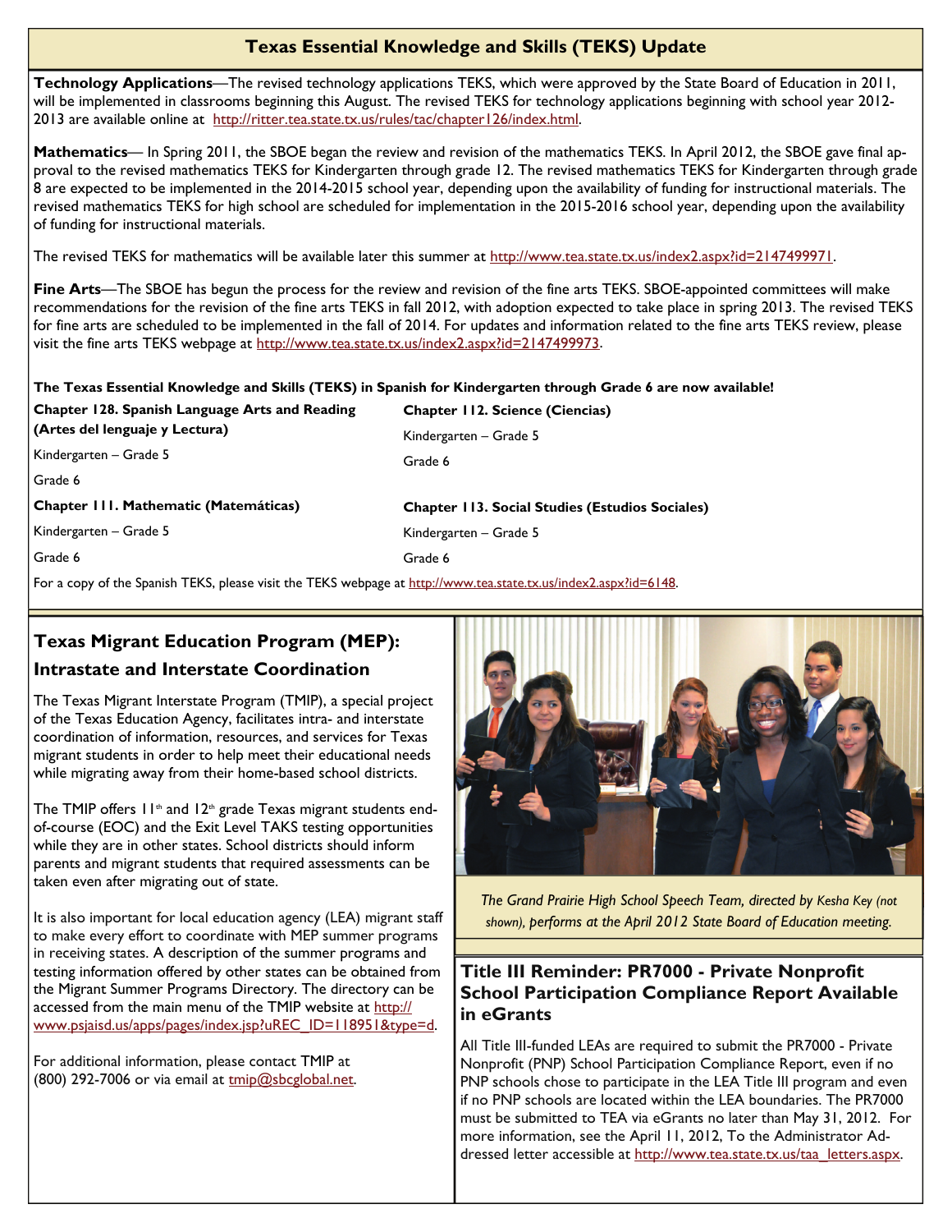## Texas Essential Knowledge and Skills (TEKS) Update

**Technology Applications**—The revised technology applications TEKS, which were approved by the State Board of Education in 2011, will be implemented in classrooms beginning this August. The revised TEKS for technology applications beginning with school year 2012-2013 are available online at http://ritter.tea.state.tx.us/rules/tac/chapter126/index.html.

**Mathematics**— In Spring 2011, the SBOE began the review and revision of the mathematics TEKS. In April 2012, the SBOE gave final approval to the revised mathematics TEKS for Kindergarten through grade 12. The revised mathematics TEKS for Kindergarten through grade 8 are expected to be implemented in the 2014-2015 school year, depending upon the availability of funding for instructional materials. The revised mathematics TEKS for high school are scheduled for implementation in the 2015-2016 school year, depending upon the availability of funding for instructional materials.

The revised TEKS for mathematics will be available later this summer at http://www.tea.state.tx.us/index2.aspx?id=2147499971.

**Fine Arts**—The SBOE has begun the process for the review and revision of the fine arts TEKS. SBOE-appointed committees will make recommendations for the revision of the fine arts TEKS in fall 2012, with adoption expected to take place in spring 2013. The revised TEKS for fine arts are scheduled to be implemented in the fall of 2014. For updates and information related to the fine arts TEKS review, please visit the fine arts TEKS webpage at http://www.tea.state.tx.us/index2.aspx?id=2147499973.

**The Texas Essential Knowledge and Skills (TEKS) in Spanish for Kindergarten through Grade 6 are now available!**

**Chapter 128. Spanish Language Arts and Reading (Artes del lenguaje y Lectura)**

Kindergarten – Grade 5

Grade 6

**Chapter 111. Mathematic (Matemáticas)**

Kindergarten – Grade 5

Grade 6

**Chapter 112. Science (Ciencias)**

Kindergarten – Grade 5

Grade 6

**Chapter 113. Social Studies (Estudios Sociales)**

Kindergarten – Grade 5

Grade 6

For a copy of the Spanish TEKS, please visit the TEKS webpage at http://www.tea.state.tx.us/index2.aspx?id=6148.

## Texas Migrant Education Program (MEP): Intrastate and Interstate Coordination

The Texas Migrant Interstate Program (TMIP), a special project of the Texas Education Agency, facilitates intra- and interstate coordination of information, resources, and services for Texas migrant students in order to help meet their educational needs while migrating away from their home-based school districts.

The TMIP offers 11th and 12th grade Texas migrant students end-of-course (EOC) and the Exit Level TAKS testing opportunities while they are in other states. School districts should inform parents and migrant students that required assessments can be taken even after migrating out of state.

It is also important for local education agency (LEA) migrant staff to make every effort to coordinate with MEP summer programs in receiving states. A description of the summer programs and testing information offered by other states can be obtained from the Migrant Summer Programs Directory. The directory can be accessed from the main menu of the TMIP website at http://www.psjaisd.us/apps/pages/index.jsp?uREC_ID=118951&type=d.

For additional information, please contact TMIP at (800) 292-7006 or via email at tmip@sbcglobal.net.

*The Grand Prairie High School Speech Team, directed by Kesha Key (not shown), performs at the April 2012 State Board of Education meeting.*

## Title III Reminder: PR7000 - Private Nonprofit School Participation Compliance Report Available in eGrants

All Title III-funded LEAs are required to submit the PR7000 - Private Nonprofit (PNP) School Participation Compliance Report, even if no PNP schools chose to participate in the LEA Title III program and even if no PNP schools are located within the LEA boundaries. The PR7000 must be submitted to TEA via eGrants no later than May 31, 2012. For more information, see the April 11, 2012, To the Administrator Addressed letter accessible at http://www.tea.state.tx.us/taa_letters.aspx.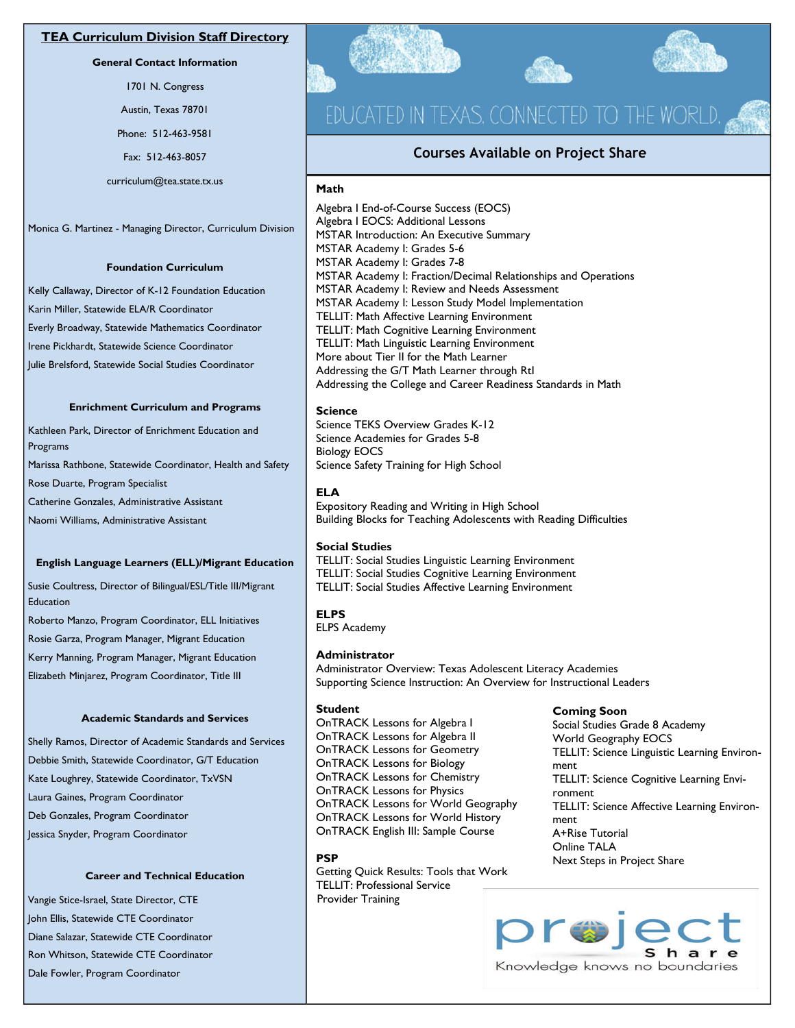## TEA Curriculum Division Staff Directory

**General Contact Information**

1701 N. Congress

Austin, Texas 78701

Phone: 512-463-9581

Fax: 512-463-8057

curriculum@tea.state.tx.us

Monica G. Martinez - Managing Director, Curriculum Division

**Foundation Curriculum**

Kelly Callaway, Director of K-12 Foundation Education

Karin Miller, Statewide ELA/R Coordinator

Everly Broadway, Statewide Mathematics Coordinator

Irene Pickhardt, Statewide Science Coordinator

Julie Brelsford, Statewide Social Studies Coordinator

**Enrichment Curriculum and Programs**

Kathleen Park, Director of Enrichment Education and Programs

Marissa Rathbone, Statewide Coordinator, Health and Safety

Rose Duarte, Program Specialist

Catherine Gonzales, Administrative Assistant

Naomi Williams, Administrative Assistant

**English Language Learners (ELL)/Migrant Education**

Susie Coultress, Director of Bilingual/ESL/Title III/Migrant Education

Roberto Manzo, Program Coordinator, ELL Initiatives

Rosie Garza, Program Manager, Migrant Education

Kerry Manning, Program Manager, Migrant Education

Elizabeth Minjarez, Program Coordinator, Title III

**Academic Standards and Services**

Shelly Ramos, Director of Academic Standards and Services

Debbie Smith, Statewide Coordinator, G/T Education

Kate Loughrey, Statewide Coordinator, TxVSN

Laura Gaines, Program Coordinator

Deb Gonzales, Program Coordinator

Jessica Snyder, Program Coordinator

**Career and Technical Education**

Vangie Stice-Israel, State Director, CTE

John Ellis, Statewide CTE Coordinator

Diane Salazar, Statewide CTE Coordinator

Ron Whitson, Statewide CTE Coordinator

Dale Fowler, Program Coordinator

EDUCATED IN TEXAS. CONNECTED TO THE WORLD.

## Courses Available on Project Share

**Math**

Algebra I End-of-Course Success (EOCS)
Algebra I EOCS: Additional Lessons
MSTAR Introduction: An Executive Summary
MSTAR Academy I: Grades 5-6
MSTAR Academy I: Grades 7-8
MSTAR Academy I: Fraction/Decimal Relationships and Operations
MSTAR Academy I: Review and Needs Assessment
MSTAR Academy I: Lesson Study Model Implementation
TELLIT: Math Affective Learning Environment
TELLIT: Math Cognitive Learning Environment
TELLIT: Math Linguistic Learning Environment
More about Tier II for the Math Learner
Addressing the G/T Math Learner through RtI
Addressing the College and Career Readiness Standards in Math

**Science**

Science TEKS Overview Grades K-12
Science Academies for Grades 5-8
Biology EOCS
Science Safety Training for High School

**ELA**

Expository Reading and Writing in High School
Building Blocks for Teaching Adolescents with Reading Difficulties

**Social Studies**

TELLIT: Social Studies Linguistic Learning Environment
TELLIT: Social Studies Cognitive Learning Environment
TELLIT: Social Studies Affective Learning Environment

**ELPS**

ELPS Academy

**Administrator**

Administrator Overview: Texas Adolescent Literacy Academies
Supporting Science Instruction: An Overview for Instructional Leaders

**Student**

OnTRACK Lessons for Algebra I
OnTRACK Lessons for Algebra II
OnTRACK Lessons for Geometry
OnTRACK Lessons for Biology
OnTRACK Lessons for Chemistry
OnTRACK Lessons for Physics
OnTRACK Lessons for World Geography
OnTRACK Lessons for World History
OnTRACK English III: Sample Course

**PSP**

Getting Quick Results: Tools that Work
TELLIT: Professional Service Provider Training

**Coming Soon**

Social Studies Grade 8 Academy
World Geography EOCS
TELLIT: Science Linguistic Learning Environment
TELLIT: Science Cognitive Learning Environment
TELLIT: Science Affective Learning Environment
A+Rise Tutorial
Online TALA
Next Steps in Project Share

project Share
Knowledge knows no boundaries